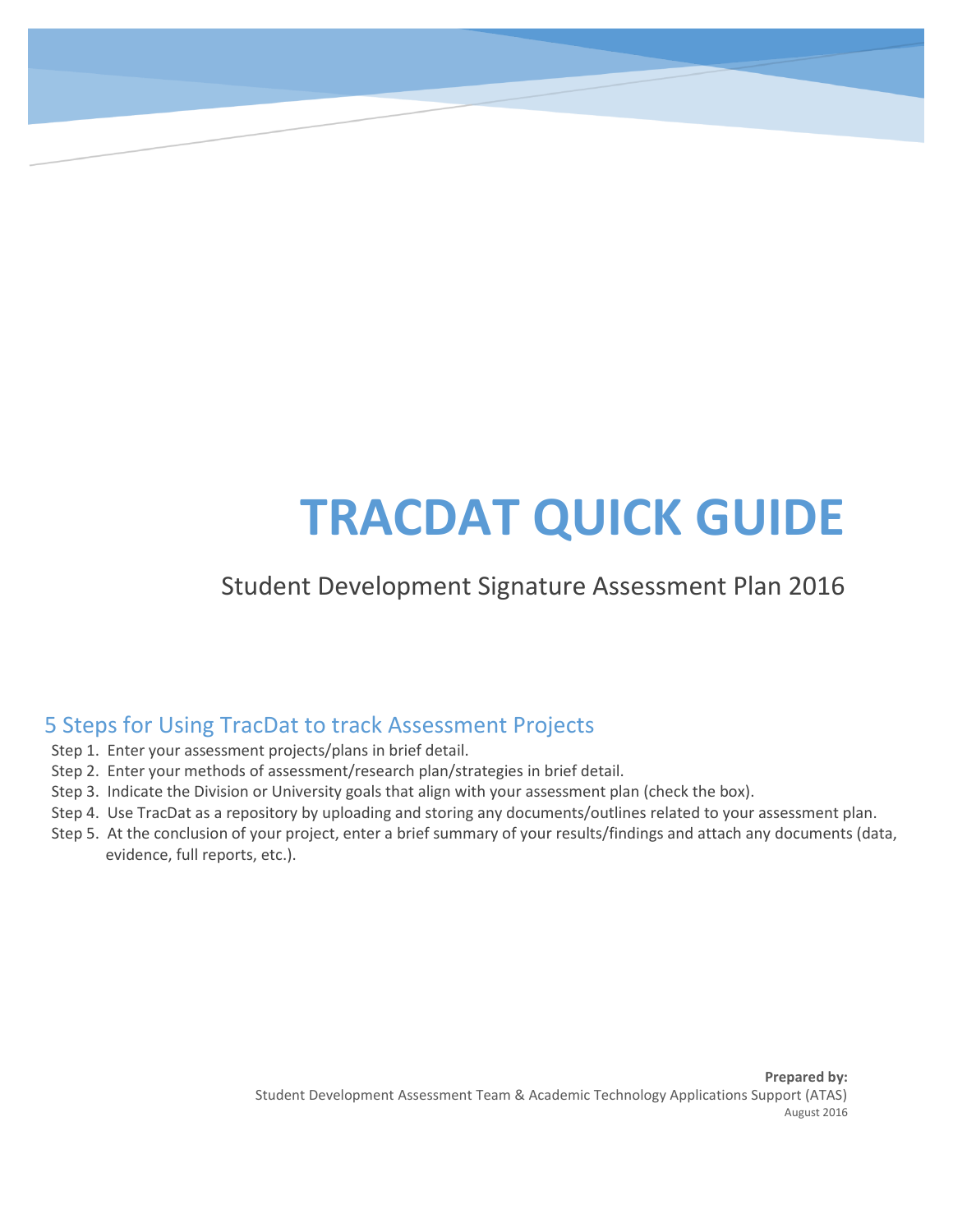# TRACDAT QUICK GUIDE

Student Development Signature Assessment Plan 2016

## 5 Steps for Using TracDat to track Assessment Projects

Step 1. Enter your assessment projects/plans in brief detail.

Step 2. Enter your methods of assessment/research plan/strategies in brief detail.

Step 3. Indicate the Division or University goals that align with your assessment plan (check the box).

Step 4. Use TracDat as a repository by uploading and storing any documents/outlines related to your assessment plan.

Step 5. At the conclusion of your project, enter a brief summary of your results/findings and attach any documents (data, evidence, full reports, etc.).

**Prepared by:**
Student Development Assessment Team & Academic Technology Applications Support (ATAS)
August 2016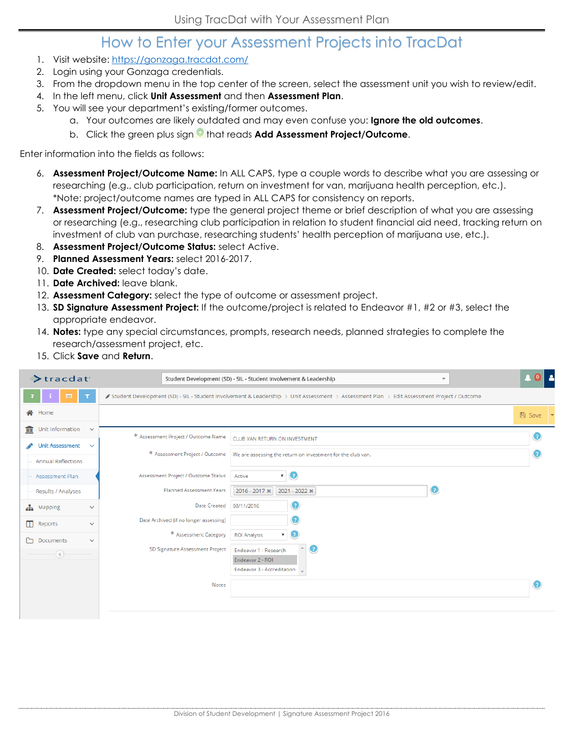# How to Enter your Assessment Projects into TracDat

1. Visit website: https://gonzaga.tracdat.com/
2. Login using your Gonzaga credentials.
3. From the dropdown menu in the top center of the screen, select the assessment unit you wish to review/edit.
4. In the left menu, click **Unit Assessment** and then **Assessment Plan**.
5. You will see your department's existing/former outcomes.
   a. Your outcomes are likely outdated and may even confuse you: **Ignore the old outcomes**.
   b. Click the green plus sign that reads **Add Assessment Project/Outcome**.

Enter information into the fields as follows:

6. **Assessment Project/Outcome Name:** In ALL CAPS, type a couple words to describe what you are assessing or researching (e.g., club participation, return on investment for van, marijuana health perception, etc.). *Note: project/outcome names are typed in ALL CAPS for consistency on reports.
7. **Assessment Project/Outcome:** type the general project theme or brief description of what you are assessing or researching (e.g., researching club participation in relation to student financial aid need, tracking return on investment of club van purchase, researching students' health perception of marijuana use, etc.).
8. **Assessment Project/Outcome Status:** select Active.
9. **Planned Assessment Years:** select 2016-2017.
10. **Date Created:** select today's date.
11. **Date Archived:** leave blank.
12. **Assessment Category:** select the type of outcome or assessment project.
13. **SD Signature Assessment Project:** If the outcome/project is related to Endeavor #1, #2 or #3, select the appropriate endeavor.
14. **Notes:** type any special circumstances, prompts, research needs, planned strategies to complete the research/assessment project, etc.
15. Click **Save** and **Return**.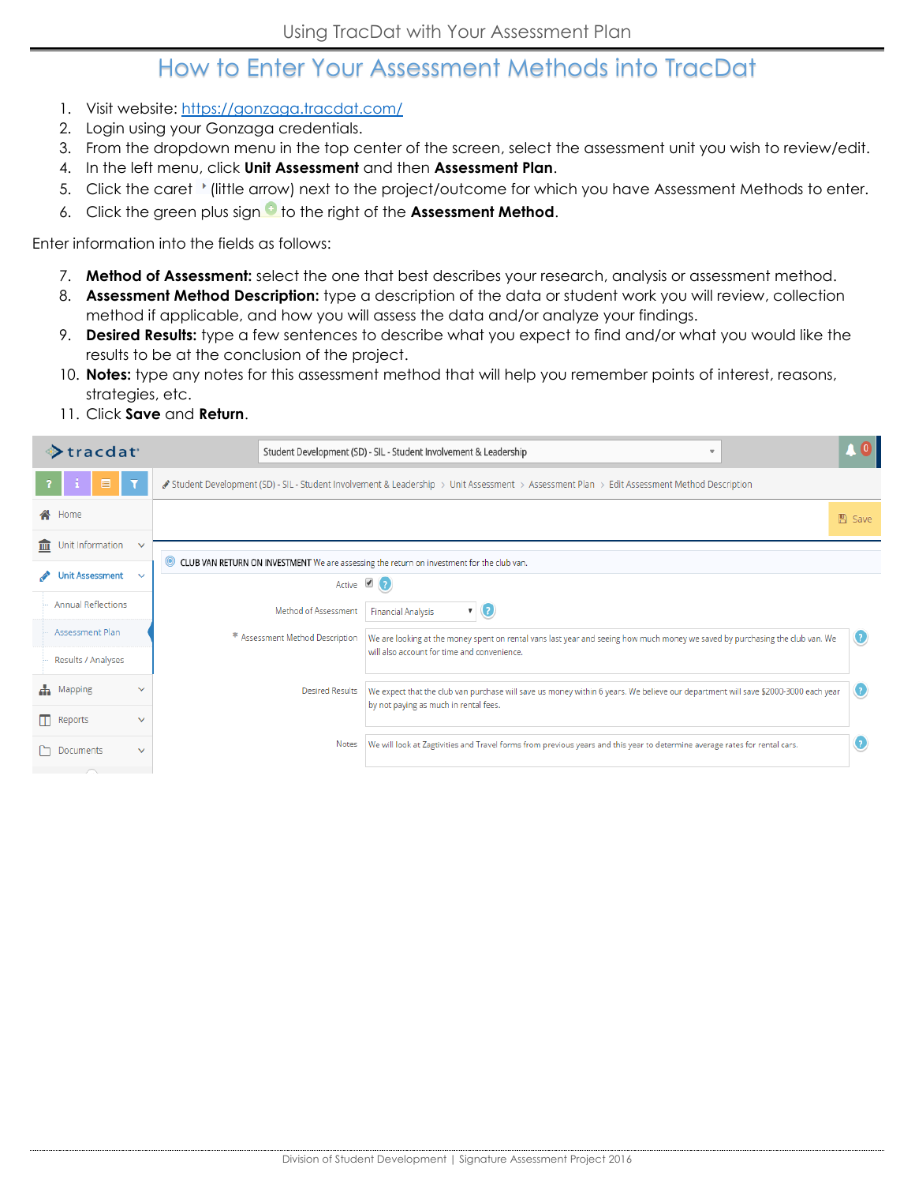# How to Enter Your Assessment Methods into TracDat

1. Visit website: https://gonzaga.tracdat.com/
2. Login using your Gonzaga credentials.
3. From the dropdown menu in the top center of the screen, select the assessment unit you wish to review/edit.
4. In the left menu, click **Unit Assessment** and then **Assessment Plan**.
5. Click the caret (little arrow) next to the project/outcome for which you have Assessment Methods to enter.
6. Click the green plus sign to the right of the **Assessment Method**.

Enter information into the fields as follows:

7. **Method of Assessment:** select the one that best describes your research, analysis or assessment method.
8. **Assessment Method Description:** type a description of the data or student work you will review, collection method if applicable, and how you will assess the data and/or analyze your findings.
9. **Desired Results:** type a few sentences to describe what you expect to find and/or what you would like the results to be at the conclusion of the project.
10. **Notes:** type any notes for this assessment method that will help you remember points of interest, reasons, strategies, etc.
11. Click **Save** and **Return**.

tracdat

Student Development (SD) - SIL - Student Involvement & Leadership

Student Development (SD) - SIL - Student Involvement & Leadership > Unit Assessment > Assessment Plan > Edit Assessment Method Description

Save

Home
Unit Information
Unit Assessment
Annual Reflections
Assessment Plan
Results / Analyses
Mapping
Reports
Documents

CLUB VAN RETURN ON INVESTMENT We are assessing the return on investment for the club van.

Active

Method of Assessment: Financial Analysis

* Assessment Method Description: We are looking at the money spent on rental vans last year and seeing how much money we saved by purchasing the club van. We will also account for time and convenience.

Desired Results: We expect that the club van purchase will save us money within 6 years. We believe our department will save $2000-3000 each year by not paying as much in rental fees.

Notes: We will look at Zagtivities and Travel forms from previous years and this year to determine average rates for rental cars.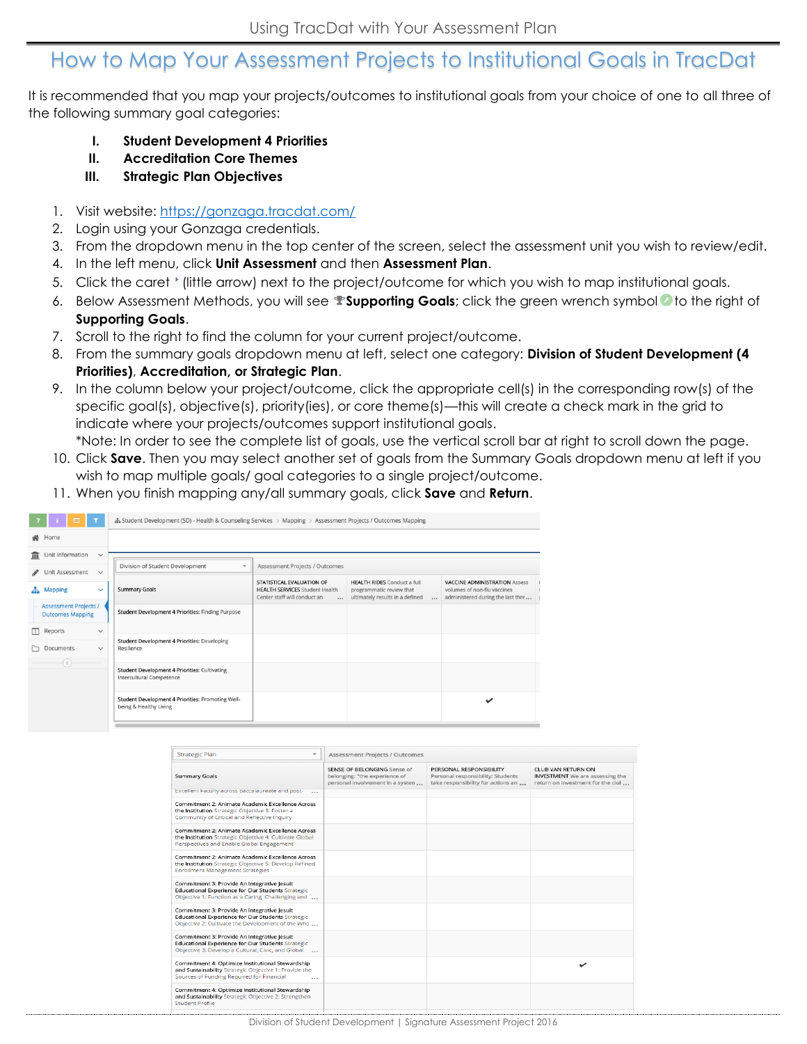# How to Map Your Assessment Projects to Institutional Goals in TracDat

It is recommended that you map your projects/outcomes to institutional goals from your choice of one to all three of the following summary goal categories:

- **I. Student Development 4 Priorities**
- **II. Accreditation Core Themes**
- **III. Strategic Plan Objectives**

1. Visit website: https://gonzaga.tracdat.com/
2. Login using your Gonzaga credentials.
3. From the dropdown menu in the top center of the screen, select the assessment unit you wish to review/edit.
4. In the left menu, click **Unit Assessment** and then **Assessment Plan**.
5. Click the caret (little arrow) next to the project/outcome for which you wish to map institutional goals.
6. Below Assessment Methods, you will see **Supporting Goals**; click the green wrench symbol to the right of **Supporting Goals**.
7. Scroll to the right to find the column for your current project/outcome.
8. From the summary goals dropdown menu at left, select one category: **Division of Student Development (4 Priorities)**, **Accreditation, or Strategic Plan**.
9. In the column below your project/outcome, click the appropriate cell(s) in the corresponding row(s) of the specific goal(s), objective(s), priority(ies), or core theme(s)—this will create a check mark in the grid to indicate where your projects/outcomes support institutional goals.
   *Note: In order to see the complete list of goals, use the vertical scroll bar at right to scroll down the page.
10. Click **Save**. Then you may select another set of goals from the Summary Goals dropdown menu at left if you wish to map multiple goals/ goal categories to a single project/outcome.
11. When you finish mapping any/all summary goals, click **Save** and **Return**.

Student Development (SD) - Health & Counseling Services > Mapping > Assessment Projects / Outcomes Mapping

| Summary Goals (Division of Student Development) | STATISTICAL EVALUATION OF HEALTH SERVICES Student Health Center staff will conduct an ... | HEALTH RIDES Conduct a full programmatic review that ultimately results in a defined ... | VACCINE ADMINISTRATION Assess volumes of non-flu vaccines administered during the last thre... |
|---|---|---|---|
| Student Development 4 Priorities: Finding Purpose | | | |
| Student Development 4 Priorities: Developing Resilience | | | |
| Student Development 4 Priorities: Cultivating Intercultural Competence | | | |
| Student Development 4 Priorities: Promoting Well-being & Healthy Living | | | ✔ |

| Summary Goals (Strategic Plan) | SENSE OF BELONGING Sense of belonging: "the experience of personal involvement in a system ... | PERSONAL RESPONSIBILITY Personal responsibility: Students take responsibility for actions an ... | CLUB VAN RETURN ON INVESTMENT We are assessing the return on investment for the club ... |
|---|---|---|---|
| Excellent Faculty across baccalaureate and post- ... | | | |
| Commitment 2: Animate Academic Excellence Across the Institution Strategic Objective 3: Foster a Community of Critical and Reflective Inquiry | | | |
| Commitment 2: Animate Academic Excellence Across the Institution Strategic Objective 4: Cultivate Global Perspectives and Enable Global Engagement | | | |
| Commitment 2: Animate Academic Excellence Across the Institution Strategic Objective 5: Develop Refined Enrollment Management Strategies | | | |
| Commitment 3: Provide An Integrative Jesuit Educational Experience for Our Students Strategic Objective 1: Function as a Caring, Challenging and ... | | | |
| Commitment 3: Provide An Integrative Jesuit Educational Experience for Our Students Strategic Objective 2: Cultivate the Development of the Who ... | | | |
| Commitment 3: Provide An Integrative Jesuit Educational Experience for Our Students Strategic Objective 3: Develop a Cultural, Civic, and Global ... | | | |
| Commitment 4: Optimize Institutional Stewardship and Sustainability Strategic Objective 1: Provide the Sources of Funding Required for Financial ... | | | ✔ |
| Commitment 4: Optimize Institutional Stewardship and Sustainability Strategic Objective 2: Strengthen Student Profile | | | |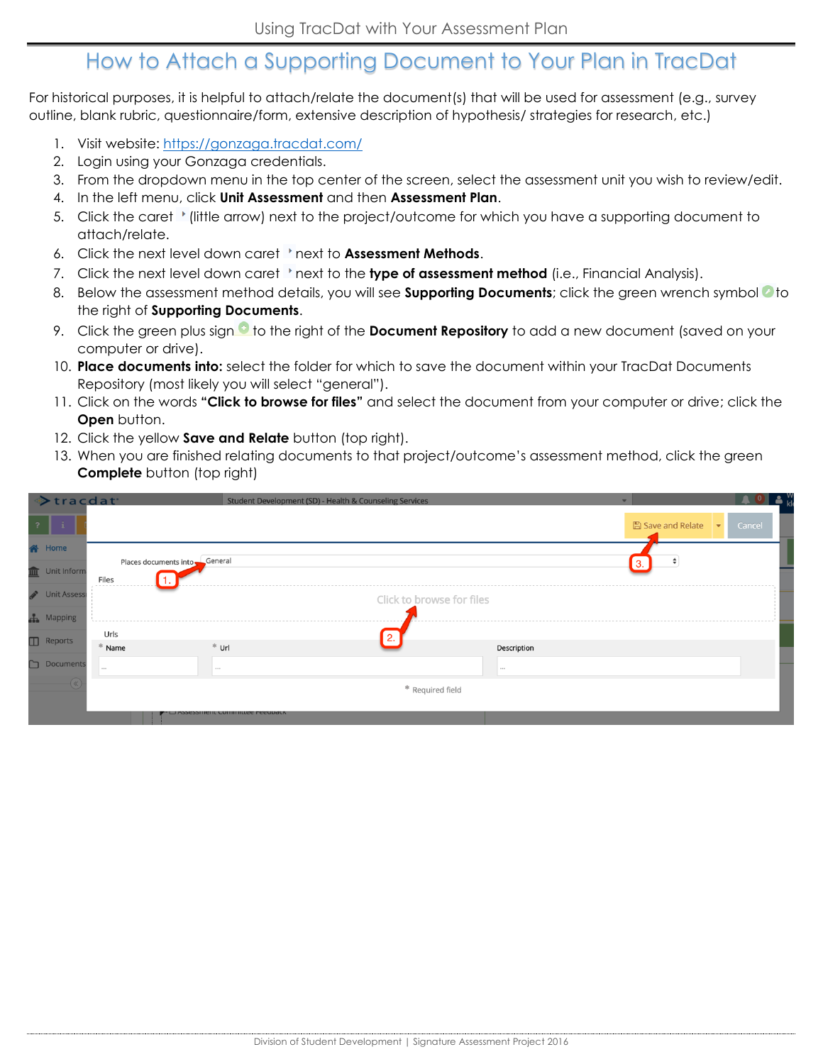# How to Attach a Supporting Document to Your Plan in TracDat

For historical purposes, it is helpful to attach/relate the document(s) that will be used for assessment (e.g., survey outline, blank rubric, questionnaire/form, extensive description of hypothesis/ strategies for research, etc.)

1. Visit website: https://gonzaga.tracdat.com/
2. Login using your Gonzaga credentials.
3. From the dropdown menu in the top center of the screen, select the assessment unit you wish to review/edit.
4. In the left menu, click **Unit Assessment** and then **Assessment Plan**.
5. Click the caret (little arrow) next to the project/outcome for which you have a supporting document to attach/relate.
6. Click the next level down caret next to **Assessment Methods**.
7. Click the next level down caret next to the **type of assessment method** (i.e., Financial Analysis).
8. Below the assessment method details, you will see **Supporting Documents**; click the green wrench symbol to the right of **Supporting Documents**.
9. Click the green plus sign to the right of the **Document Repository** to add a new document (saved on your computer or drive).
10. **Place documents into:** select the folder for which to save the document within your TracDat Documents Repository (most likely you will select "general").
11. Click on the words **"Click to browse for files"** and select the document from your computer or drive; click the **Open** button.
12. Click the yellow **Save and Relate** button (top right).
13. When you are finished relating documents to that project/outcome's assessment method, click the green **Complete** button (top right)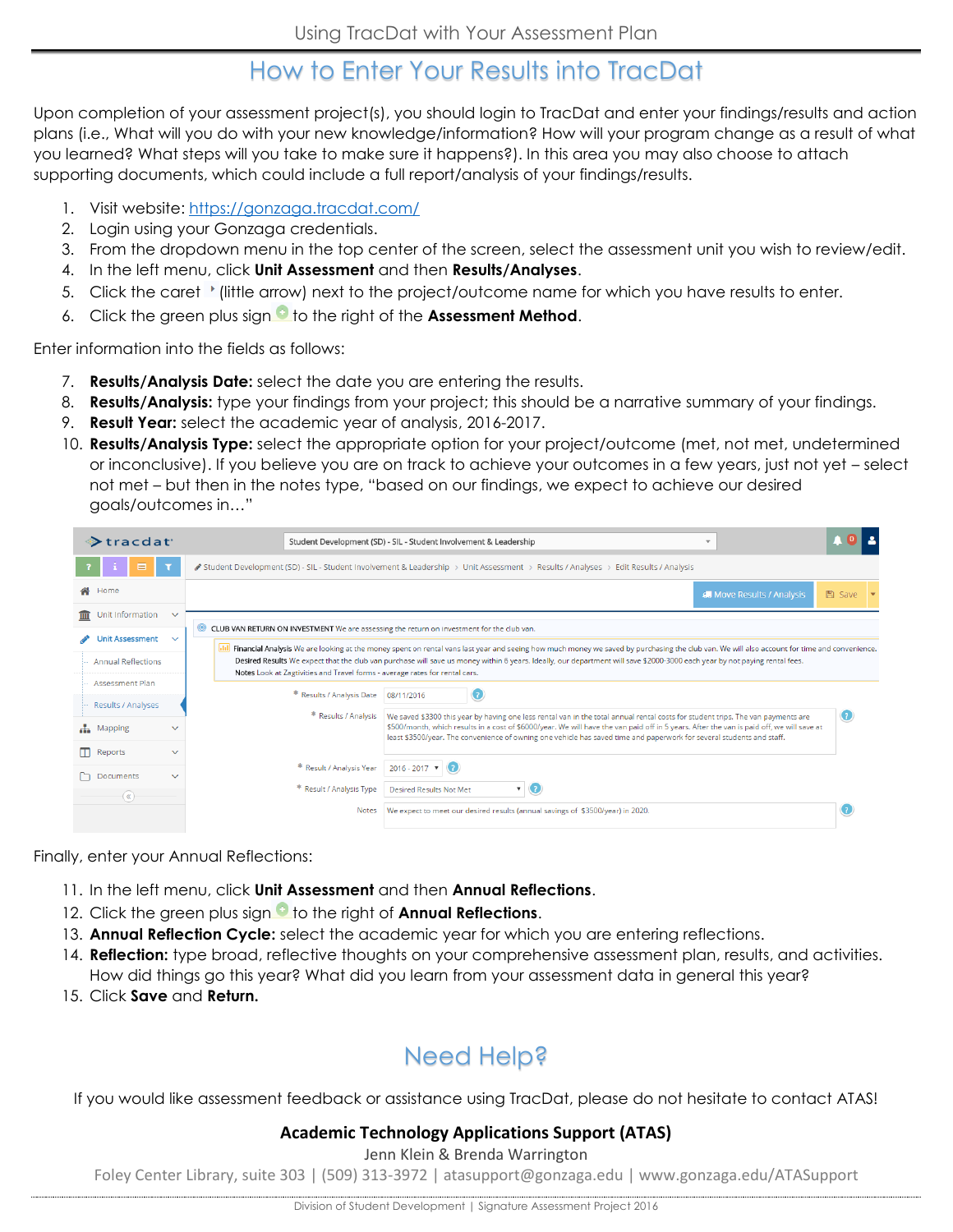# How to Enter Your Results into TracDat

Upon completion of your assessment project(s), you should login to TracDat and enter your findings/results and action plans (i.e., What will you do with your new knowledge/information? How will your program change as a result of what you learned? What steps will you take to make sure it happens?). In this area you may also choose to attach supporting documents, which could include a full report/analysis of your findings/results.

1. Visit website: [https://gonzaga.tracdat.com/](https://gonzaga.tracdat.com/)
2. Login using your Gonzaga credentials.
3. From the dropdown menu in the top center of the screen, select the assessment unit you wish to review/edit.
4. In the left menu, click **Unit Assessment** and then **Results/Analyses**.
5. Click the caret (little arrow) next to the project/outcome name for which you have results to enter.
6. Click the green plus sign to the right of the **Assessment Method**.

Enter information into the fields as follows:

7. **Results/Analysis Date:** select the date you are entering the results.
8. **Results/Analysis:** type your findings from your project; this should be a narrative summary of your findings.
9. **Result Year:** select the academic year of analysis, 2016-2017.
10. **Results/Analysis Type:** select the appropriate option for your project/outcome (met, not met, undetermined or inconclusive). If you believe you are on track to achieve your outcomes in a few years, just not yet – select not met – but then in the notes type, "based on our findings, we expect to achieve our desired goals/outcomes in…"

Finally, enter your Annual Reflections:

11. In the left menu, click **Unit Assessment** and then **Annual Reflections**.
12. Click the green plus sign to the right of **Annual Reflections**.
13. **Annual Reflection Cycle:** select the academic year for which you are entering reflections.
14. **Reflection:** type broad, reflective thoughts on your comprehensive assessment plan, results, and activities. How did things go this year? What did you learn from your assessment data in general this year?
15. Click **Save** and **Return.**

## Need Help?

If you would like assessment feedback or assistance using TracDat, please do not hesitate to contact ATAS!

**Academic Technology Applications Support (ATAS)**

Jenn Klein & Brenda Warrington

Foley Center Library, suite 303 | (509) 313-3972 | atasupport@gonzaga.edu | www.gonzaga.edu/ATASupport